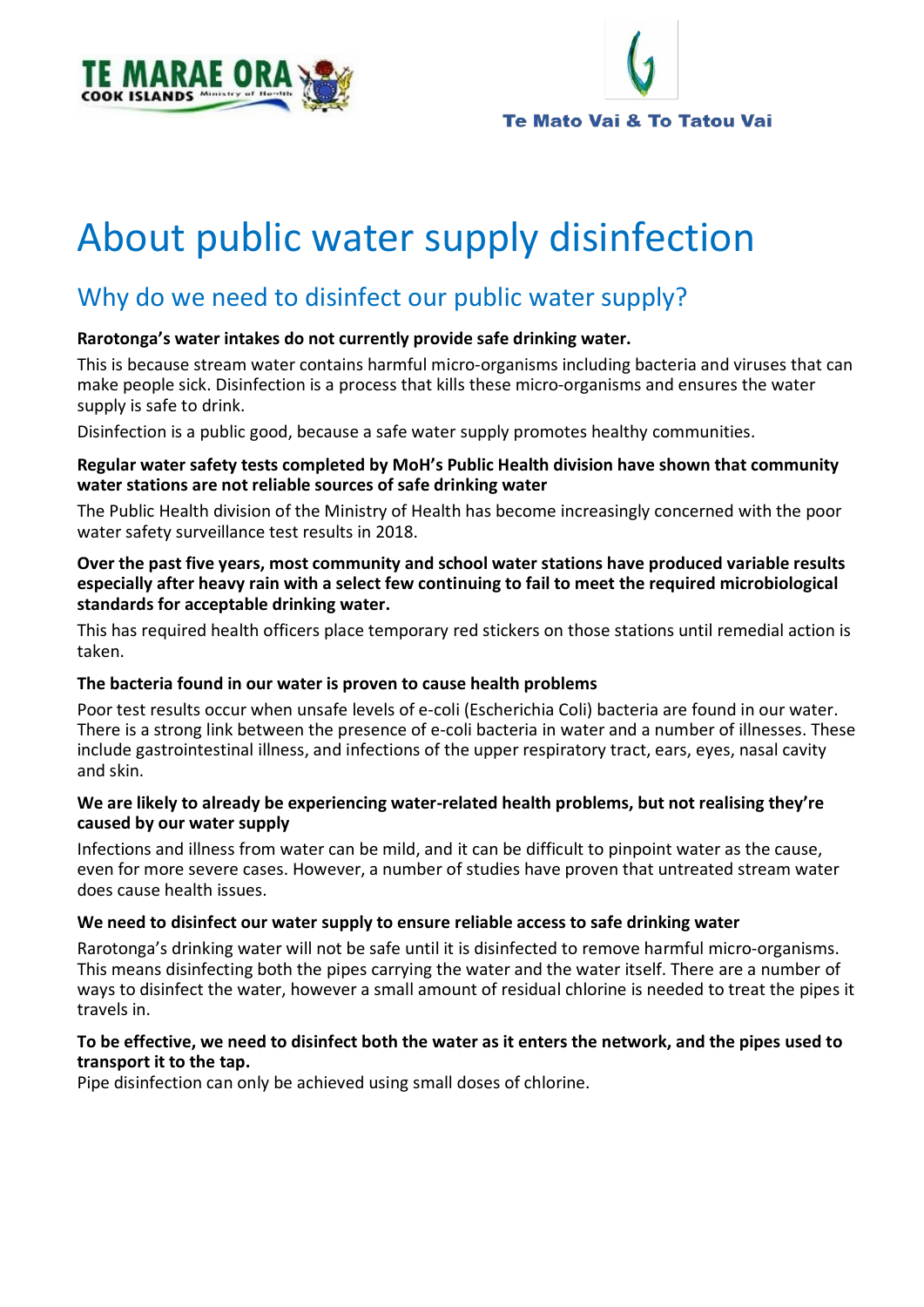TE MARAE ORA COOK ISLANDS Ministry of Health

Te Mato Vai & To Tatou Vai

# About public water supply disinfection

## Why do we need to disinfect our public water supply?

**Rarotonga's water intakes do not currently provide safe drinking water.**

This is because stream water contains harmful micro-organisms including bacteria and viruses that can make people sick. Disinfection is a process that kills these micro-organisms and ensures the water supply is safe to drink.

Disinfection is a public good, because a safe water supply promotes healthy communities.

**Regular water safety tests completed by MoH's Public Health division have shown that community water stations are not reliable sources of safe drinking water**

The Public Health division of the Ministry of Health has become increasingly concerned with the poor water safety surveillance test results in 2018.

**Over the past five years, most community and school water stations have produced variable results especially after heavy rain with a select few continuing to fail to meet the required microbiological standards for acceptable drinking water.**

This has required health officers place temporary red stickers on those stations until remedial action is taken.

**The bacteria found in our water is proven to cause health problems**

Poor test results occur when unsafe levels of e-coli (Escherichia Coli) bacteria are found in our water. There is a strong link between the presence of e-coli bacteria in water and a number of illnesses. These include gastrointestinal illness, and infections of the upper respiratory tract, ears, eyes, nasal cavity and skin.

**We are likely to already be experiencing water-related health problems, but not realising they're caused by our water supply**

Infections and illness from water can be mild, and it can be difficult to pinpoint water as the cause, even for more severe cases. However, a number of studies have proven that untreated stream water does cause health issues.

**We need to disinfect our water supply to ensure reliable access to safe drinking water**

Rarotonga's drinking water will not be safe until it is disinfected to remove harmful micro-organisms. This means disinfecting both the pipes carrying the water and the water itself. There are a number of ways to disinfect the water, however a small amount of residual chlorine is needed to treat the pipes it travels in.

**To be effective, we need to disinfect both the water as it enters the network, and the pipes used to transport it to the tap.**

Pipe disinfection can only be achieved using small doses of chlorine.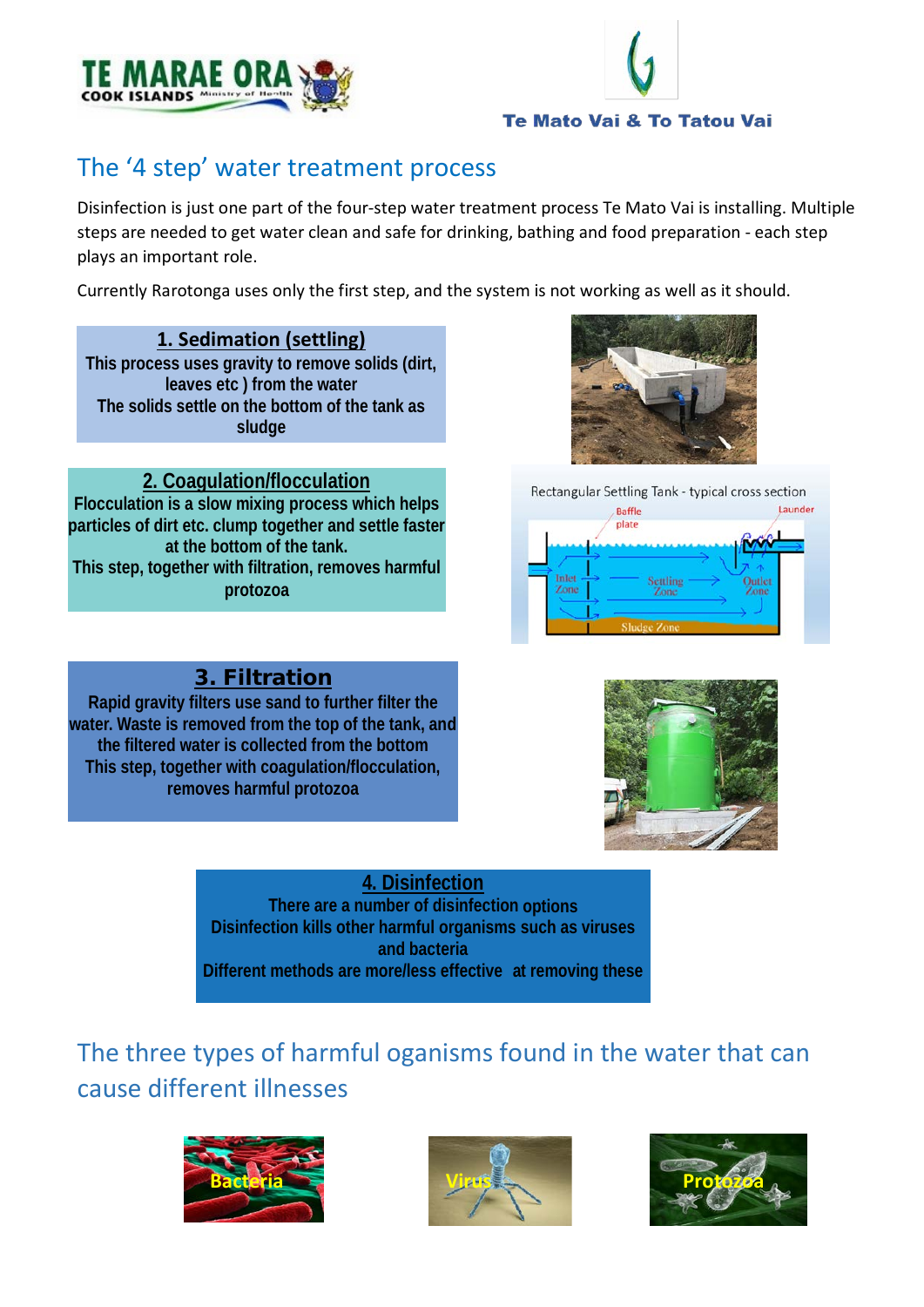## The '4 step' water treatment process

Disinfection is just one part of the four-step water treatment process Te Mato Vai is installing. Multiple steps are needed to get water clean and safe for drinking, bathing and food preparation - each step plays an important role.

Currently Rarotonga uses only the first step, and the system is not working as well as it should.

**1. Sedimation (settling)**

**This process uses gravity to remove solids (dirt, leaves etc ) from the water**
**The solids settle on the bottom of the tank as sludge**

**2. Coagulation/flocculation**

**Flocculation is a slow mixing process which helps particles of dirt etc. clump together and settle faster at the bottom of the tank.**
**This step, together with filtration, removes harmful protozoa**

**3. Filtration**

**Rapid gravity filters use sand to further filter the water. Waste is removed from the top of the tank, and the filtered water is collected from the bottom**
**This step, together with coagulation/flocculation, removes harmful protozoa**

**4. Disinfection**

**There are a number of disinfection options**
**Disinfection kills other harmful organisms such as viruses and bacteria**
**Different methods are more/less effective at removing these**

## The three types of harmful oganisms found in the water that can cause different illnesses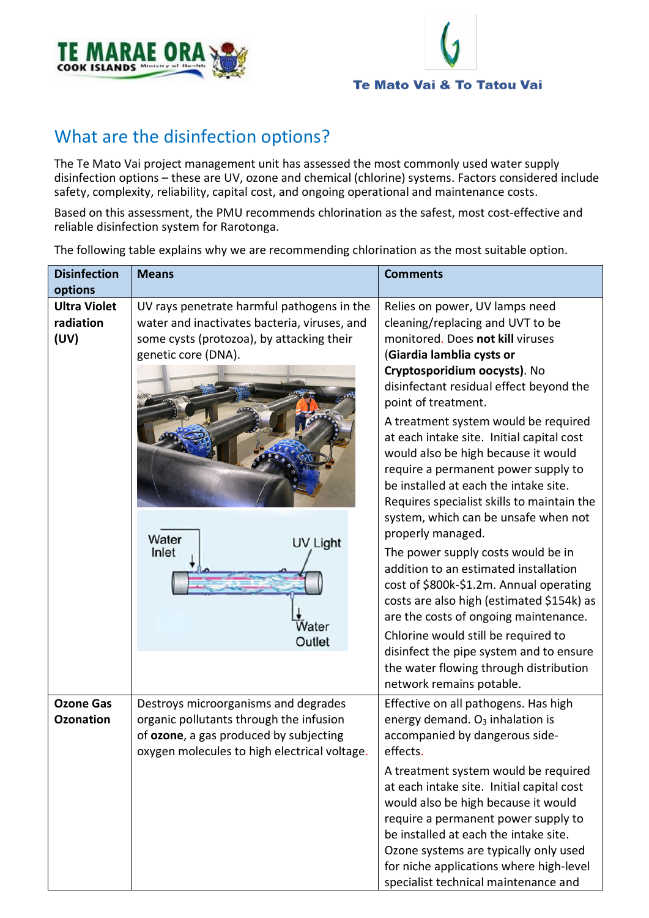## What are the disinfection options?

The Te Mato Vai project management unit has assessed the most commonly used water supply disinfection options – these are UV, ozone and chemical (chlorine) systems. Factors considered include safety, complexity, reliability, capital cost, and ongoing operational and maintenance costs.

Based on this assessment, the PMU recommends chlorination as the safest, most cost-effective and reliable disinfection system for Rarotonga.

The following table explains why we are recommending chlorination as the most suitable option.

| Disinfection options | Means | Comments |
|---|---|---|
| **Ultra Violet radiation (UV)** | UV rays penetrate harmful pathogens in the water and inactivates bacteria, viruses, and some cysts (protozoa), by attacking their genetic core (DNA). | Relies on power, UV lamps need cleaning/replacing and UVT to be monitored. Does **not kill** viruses (**Giardia lamblia cysts or Cryptosporidium oocysts)**. No disinfectant residual effect beyond the point of treatment.<br><br>A treatment system would be required at each intake site. Initial capital cost would also be high because it would require a permanent power supply to be installed at each the intake site. Requires specialist skills to maintain the system, which can be unsafe when not properly managed.<br><br>The power supply costs would be in addition to an estimated installation cost of $800k-$1.2m. Annual operating costs are also high (estimated $154k) as are the costs of ongoing maintenance.<br><br>Chlorine would still be required to disinfect the pipe system and to ensure the water flowing through distribution network remains potable. |
| **Ozone Gas Ozonation** | Destroys microorganisms and degrades organic pollutants through the infusion of **ozone**, a gas produced by subjecting oxygen molecules to high electrical voltage. | Effective on all pathogens. Has high energy demand. $O_3$ inhalation is accompanied by dangerous side-effects.<br><br>A treatment system would be required at each intake site. Initial capital cost would also be high because it would require a permanent power supply to be installed at each the intake site. Ozone systems are typically only used for niche applications where high-level specialist technical maintenance and |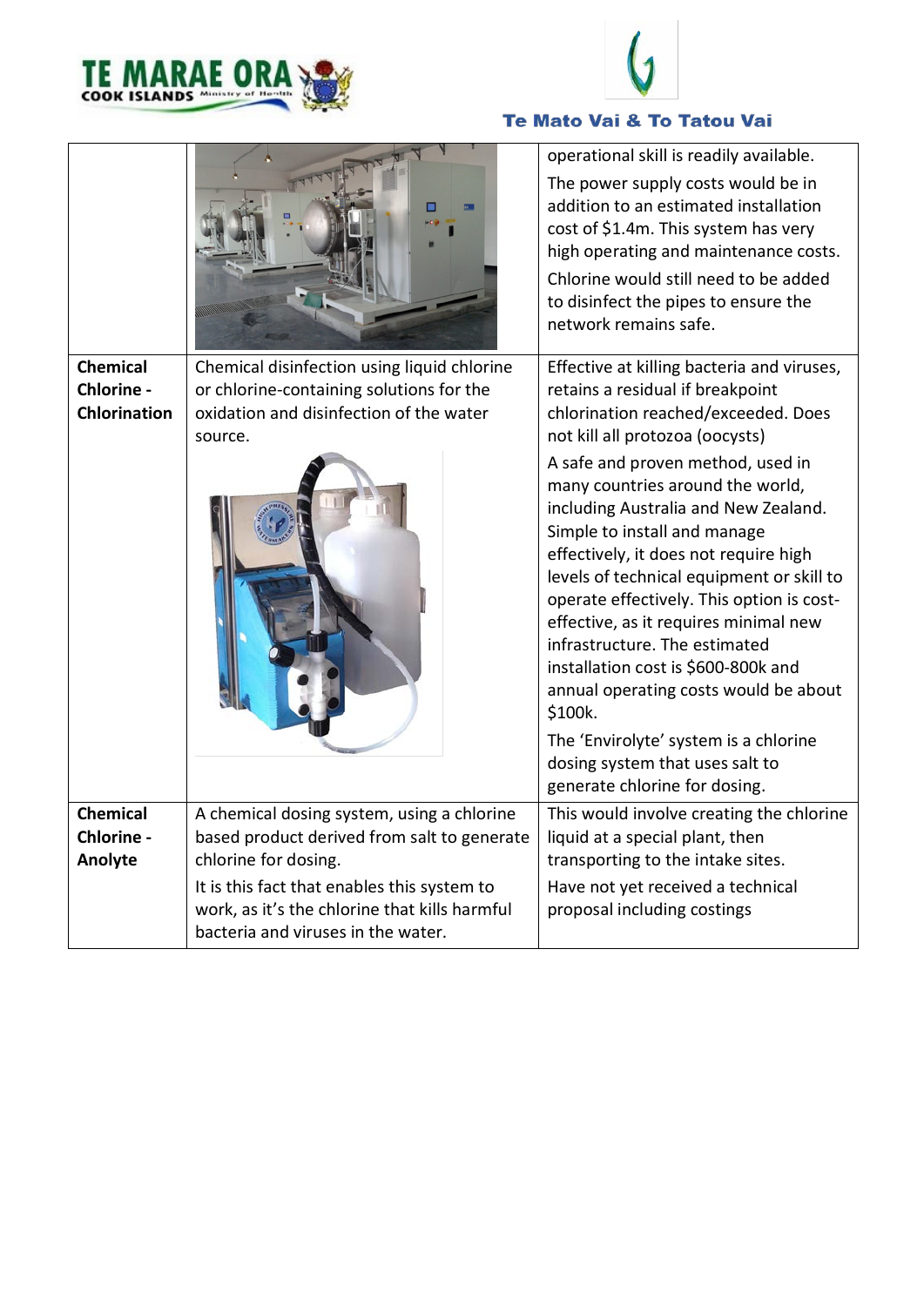| | | |
|---|---|---|
| | | operational skill is readily available. The power supply costs would be in addition to an estimated installation cost of $1.4m. This system has very high operating and maintenance costs. Chlorine would still need to be added to disinfect the pipes to ensure the network remains safe. |
| **Chemical Chlorine - Chlorination** | Chemical disinfection using liquid chlorine or chlorine-containing solutions for the oxidation and disinfection of the water source. | Effective at killing bacteria and viruses, retains a residual if breakpoint chlorination reached/exceeded. Does not kill all protozoa (oocysts) A safe and proven method, used in many countries around the world, including Australia and New Zealand. Simple to install and manage effectively, it does not require high levels of technical equipment or skill to operate effectively. This option is cost-effective, as it requires minimal new infrastructure. The estimated installation cost is $600-800k and annual operating costs would be about $100k. The 'Envirolyte' system is a chlorine dosing system that uses salt to generate chlorine for dosing. |
| **Chemical Chlorine - Anolyte** | A chemical dosing system, using a chlorine based product derived from salt to generate chlorine for dosing. It is this fact that enables this system to work, as it's the chlorine that kills harmful bacteria and viruses in the water. | This would involve creating the chlorine liquid at a special plant, then transporting to the intake sites. Have not yet received a technical proposal including costings |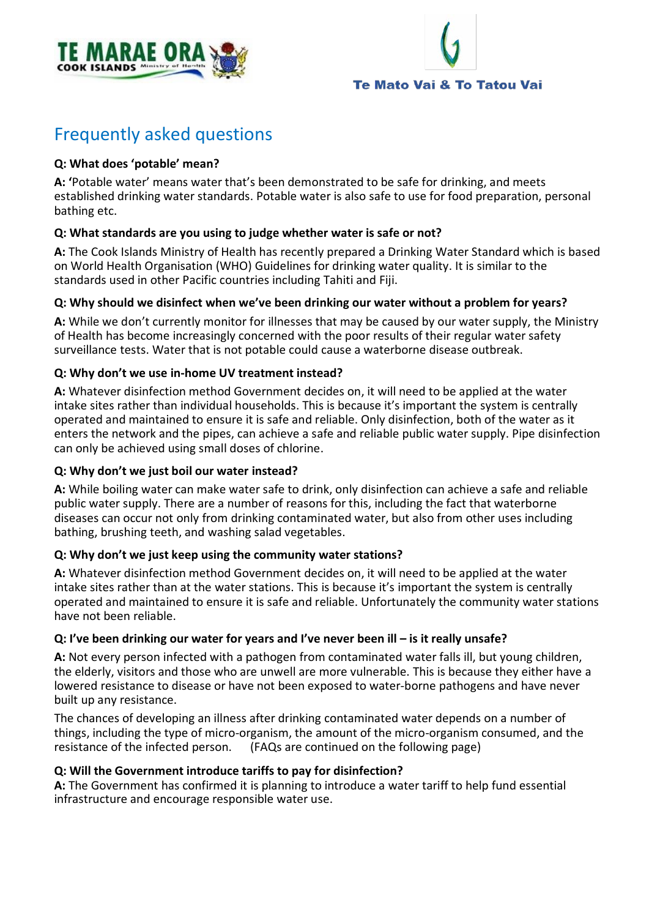# Frequently asked questions

**Q: What does 'potable' mean?**

**A:** 'Potable water' means water that's been demonstrated to be safe for drinking, and meets established drinking water standards. Potable water is also safe to use for food preparation, personal bathing etc.

**Q: What standards are you using to judge whether water is safe or not?**

**A:** The Cook Islands Ministry of Health has recently prepared a Drinking Water Standard which is based on World Health Organisation (WHO) Guidelines for drinking water quality. It is similar to the standards used in other Pacific countries including Tahiti and Fiji.

**Q: Why should we disinfect when we've been drinking our water without a problem for years?**

**A:** While we don't currently monitor for illnesses that may be caused by our water supply, the Ministry of Health has become increasingly concerned with the poor results of their regular water safety surveillance tests. Water that is not potable could cause a waterborne disease outbreak.

**Q: Why don't we use in-home UV treatment instead?**

**A:** Whatever disinfection method Government decides on, it will need to be applied at the water intake sites rather than individual households. This is because it's important the system is centrally operated and maintained to ensure it is safe and reliable. Only disinfection, both of the water as it enters the network and the pipes, can achieve a safe and reliable public water supply. Pipe disinfection can only be achieved using small doses of chlorine.

**Q: Why don't we just boil our water instead?**

**A:** While boiling water can make water safe to drink, only disinfection can achieve a safe and reliable public water supply. There are a number of reasons for this, including the fact that waterborne diseases can occur not only from drinking contaminated water, but also from other uses including bathing, brushing teeth, and washing salad vegetables.

**Q: Why don't we just keep using the community water stations?**

**A:** Whatever disinfection method Government decides on, it will need to be applied at the water intake sites rather than at the water stations. This is because it's important the system is centrally operated and maintained to ensure it is safe and reliable. Unfortunately the community water stations have not been reliable.

**Q: I've been drinking our water for years and I've never been ill – is it really unsafe?**

**A:** Not every person infected with a pathogen from contaminated water falls ill, but young children, the elderly, visitors and those who are unwell are more vulnerable. This is because they either have a lowered resistance to disease or have not been exposed to water-borne pathogens and have never built up any resistance.

The chances of developing an illness after drinking contaminated water depends on a number of things, including the type of micro-organism, the amount of the micro-organism consumed, and the resistance of the infected person. (FAQs are continued on the following page)

**Q: Will the Government introduce tariffs to pay for disinfection?**

**A:** The Government has confirmed it is planning to introduce a water tariff to help fund essential infrastructure and encourage responsible water use.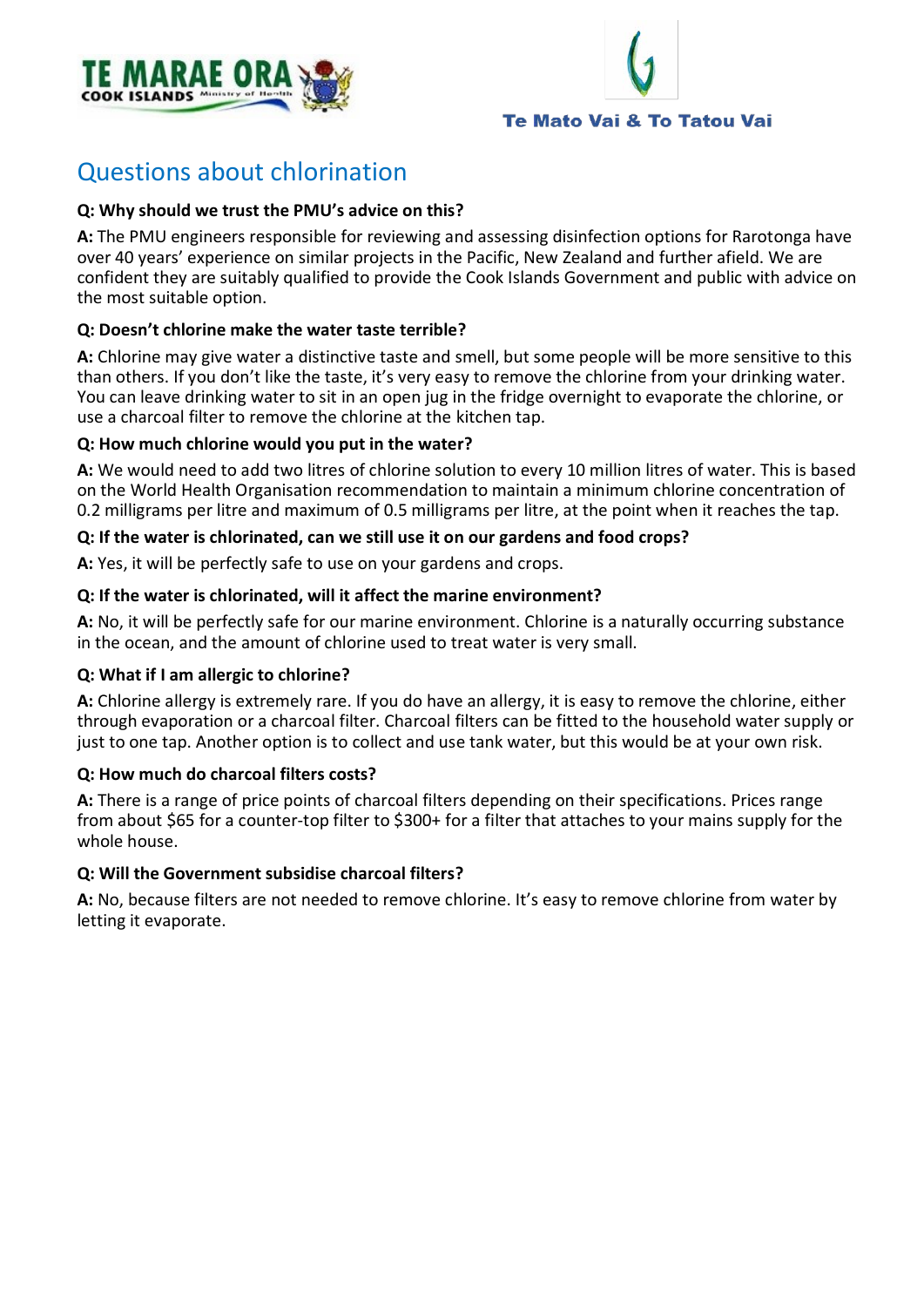TE MARAE ORA COOK ISLANDS Ministry of Health

Te Mato Vai & To Tatou Vai

## Questions about chlorination

**Q: Why should we trust the PMU's advice on this?**

**A:** The PMU engineers responsible for reviewing and assessing disinfection options for Rarotonga have over 40 years' experience on similar projects in the Pacific, New Zealand and further afield. We are confident they are suitably qualified to provide the Cook Islands Government and public with advice on the most suitable option.

**Q: Doesn't chlorine make the water taste terrible?**

**A:** Chlorine may give water a distinctive taste and smell, but some people will be more sensitive to this than others. If you don't like the taste, it's very easy to remove the chlorine from your drinking water. You can leave drinking water to sit in an open jug in the fridge overnight to evaporate the chlorine, or use a charcoal filter to remove the chlorine at the kitchen tap.

**Q: How much chlorine would you put in the water?**

**A:** We would need to add two litres of chlorine solution to every 10 million litres of water. This is based on the World Health Organisation recommendation to maintain a minimum chlorine concentration of 0.2 milligrams per litre and maximum of 0.5 milligrams per litre, at the point when it reaches the tap.

**Q: If the water is chlorinated, can we still use it on our gardens and food crops?**

**A:** Yes, it will be perfectly safe to use on your gardens and crops.

**Q: If the water is chlorinated, will it affect the marine environment?**

**A:** No, it will be perfectly safe for our marine environment. Chlorine is a naturally occurring substance in the ocean, and the amount of chlorine used to treat water is very small.

**Q: What if I am allergic to chlorine?**

**A:** Chlorine allergy is extremely rare. If you do have an allergy, it is easy to remove the chlorine, either through evaporation or a charcoal filter. Charcoal filters can be fitted to the household water supply or just to one tap. Another option is to collect and use tank water, but this would be at your own risk.

**Q: How much do charcoal filters costs?**

**A:** There is a range of price points of charcoal filters depending on their specifications. Prices range from about $65 for a counter-top filter to $300+ for a filter that attaches to your mains supply for the whole house.

**Q: Will the Government subsidise charcoal filters?**

**A:** No, because filters are not needed to remove chlorine. It's easy to remove chlorine from water by letting it evaporate.